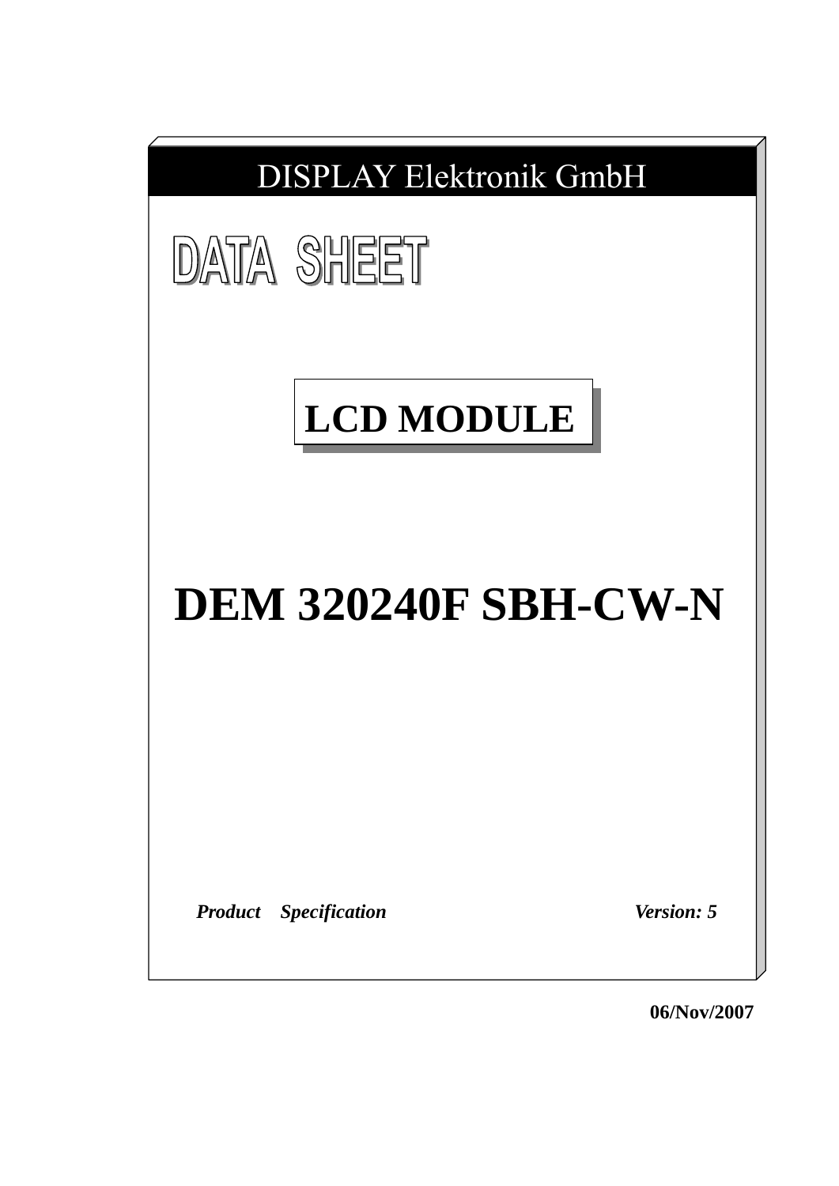DISPLAY Elektronik GmbH

# DATA SHEET

## LCD MODULE

# DEM 320240F SBH-CW-N

***Product Specification*** ***Version: 5***

**06/Nov/2007**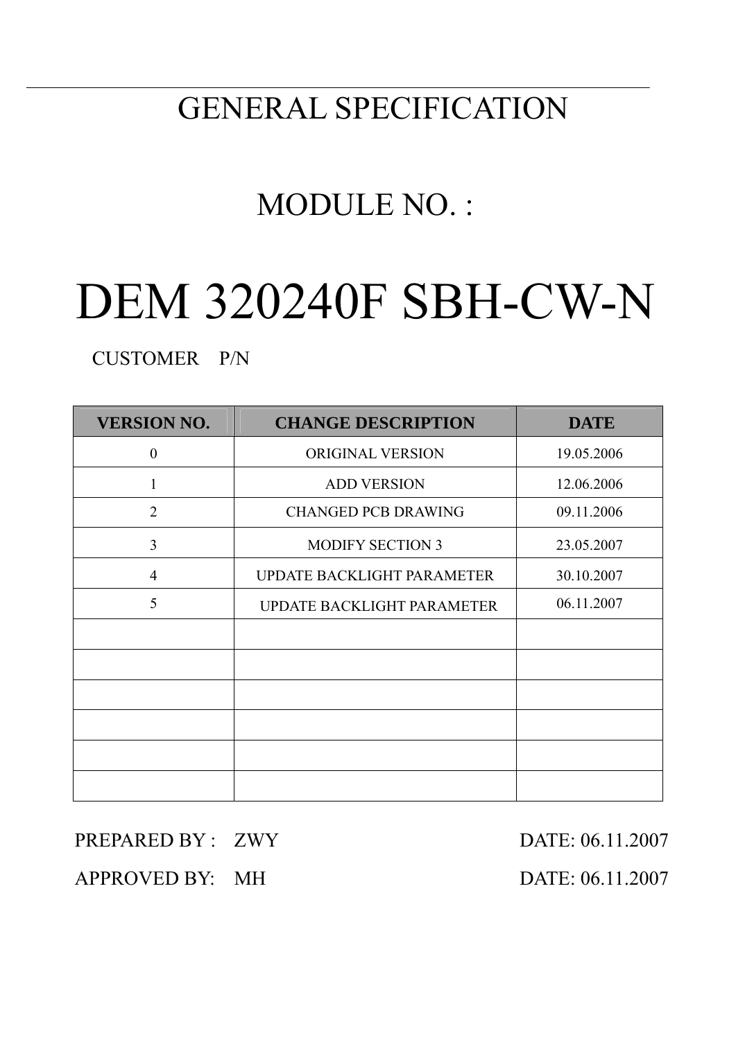# GENERAL SPECIFICATION

## MODULE NO. :

# DEM 320240F SBH-CW-N

CUSTOMER P/N

| VERSION NO. | CHANGE DESCRIPTION | DATE |
|---|---|---|
| 0 | ORIGINAL VERSION | 19.05.2006 |
| 1 | ADD VERSION | 12.06.2006 |
| 2 | CHANGED PCB DRAWING | 09.11.2006 |
| 3 | MODIFY SECTION 3 | 23.05.2007 |
| 4 | UPDATE BACKLIGHT PARAMETER | 30.10.2007 |
| 5 | UPDATE BACKLIGHT PARAMETER | 06.11.2007 |
| | | |
| | | |
| | | |
| | | |
| | | |
| | | |

PREPARED BY : ZWY DATE: 06.11.2007

APPROVED BY: MH DATE: 06.11.2007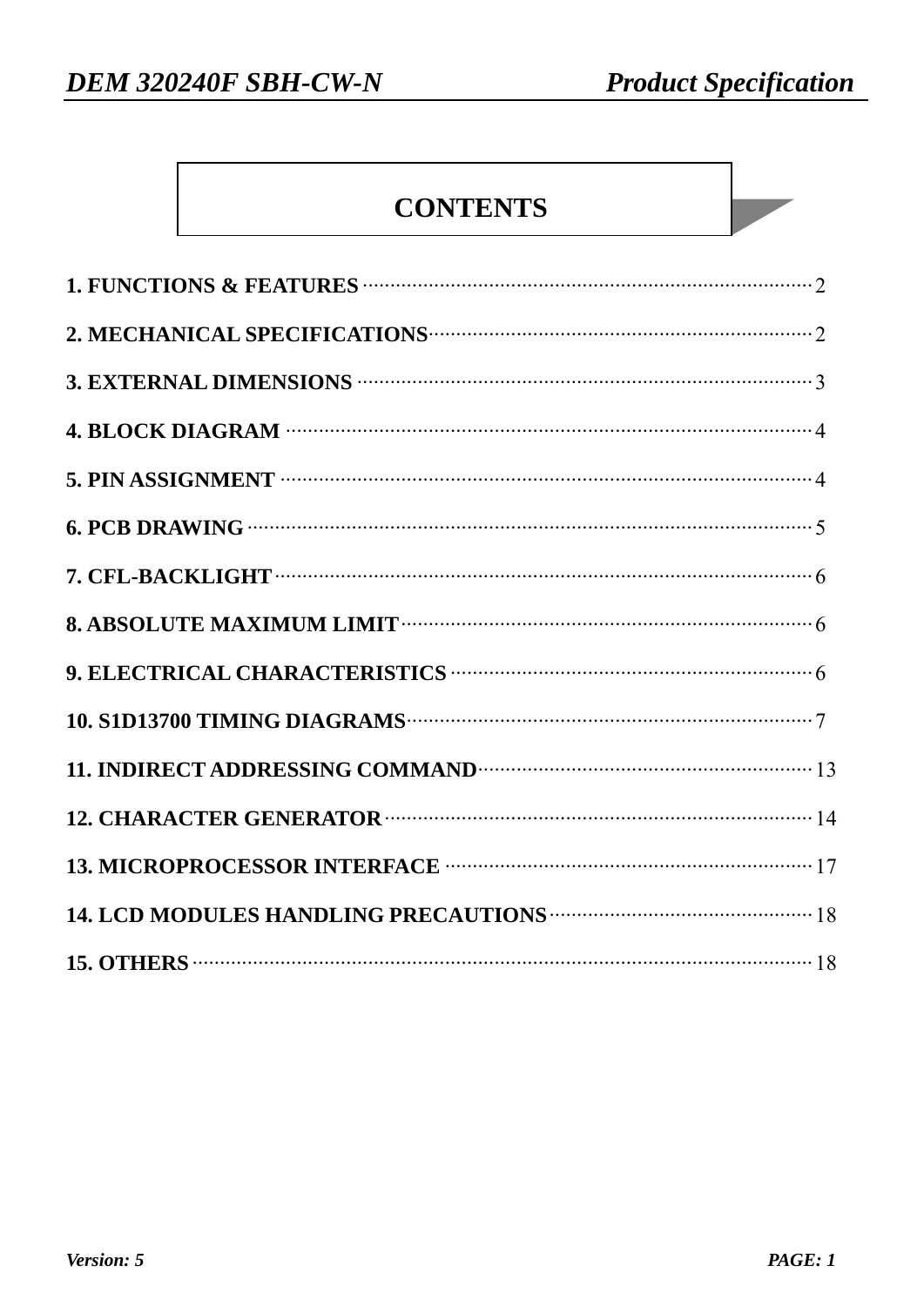# CONTENTS

1. FUNCTIONS & FEATURES ........ 2

2. MECHANICAL SPECIFICATIONS ........ 2

3. EXTERNAL DIMENSIONS ........ 3

4. BLOCK DIAGRAM ........ 4

5. PIN ASSIGNMENT ........ 4

6. PCB DRAWING ........ 5

7. CFL-BACKLIGHT ........ 6

8. ABSOLUTE MAXIMUM LIMIT ........ 6

9. ELECTRICAL CHARACTERISTICS ........ 6

10. S1D13700 TIMING DIAGRAMS ........ 7

11. INDIRECT ADDRESSING COMMAND ........ 13

12. CHARACTER GENERATOR ........ 14

13. MICROPROCESSOR INTERFACE ........ 17

14. LCD MODULES HANDLING PRECAUTIONS ........ 18

15. OTHERS ........ 18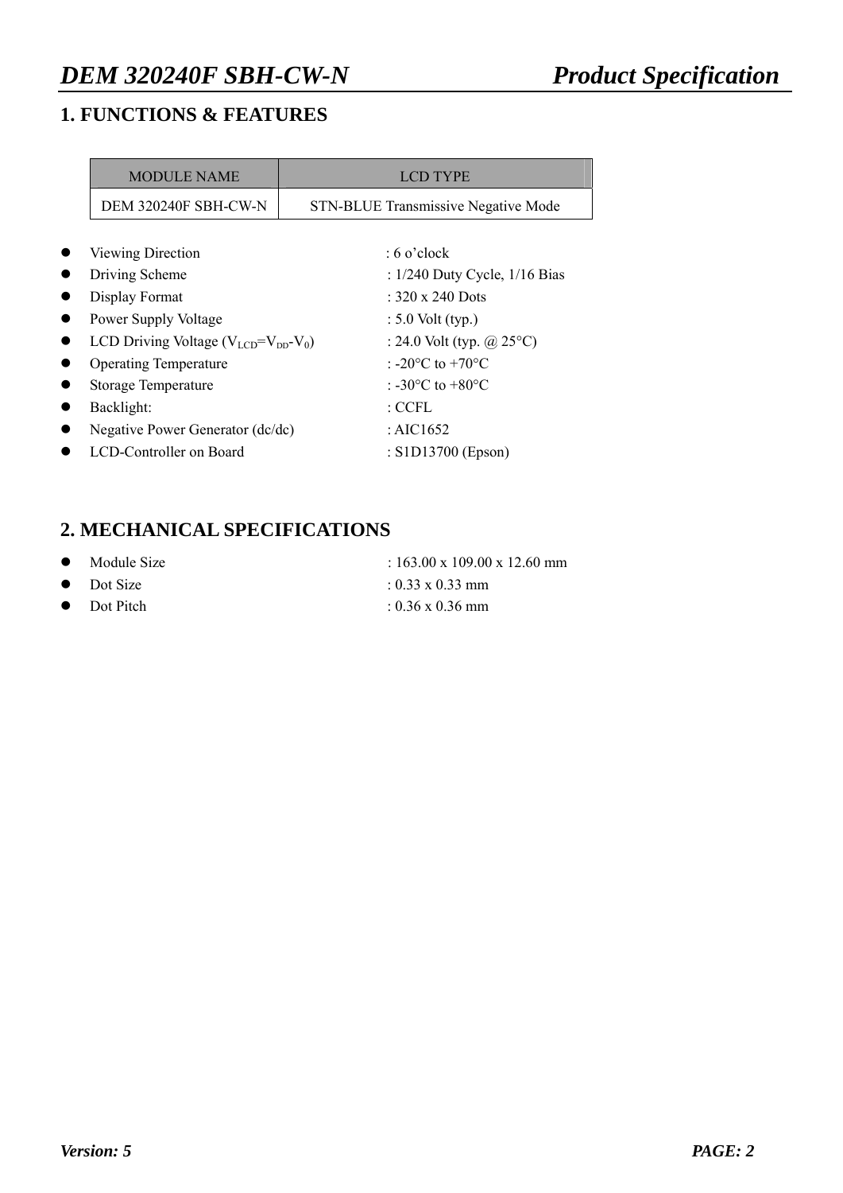## 1. FUNCTIONS & FEATURES

| MODULE NAME | LCD TYPE |
|---|---|
| DEM 320240F SBH-CW-N | STN-BLUE Transmissive Negative Mode |

- Viewing Direction : 6 o'clock
- Driving Scheme : 1/240 Duty Cycle, 1/16 Bias
- Display Format : 320 x 240 Dots
- Power Supply Voltage : 5.0 Volt (typ.)
- LCD Driving Voltage ($V_{LCD}$=$V_{DD}$-$V_0$) : 24.0 Volt (typ. @ 25°C)
- Operating Temperature : -20°C to +70°C
- Storage Temperature : -30°C to +80°C
- Backlight: : CCFL
- Negative Power Generator (dc/dc) : AIC1652
- LCD-Controller on Board : S1D13700 (Epson)

## 2. MECHANICAL SPECIFICATIONS

- Module Size : 163.00 x 109.00 x 12.60 mm
- Dot Size : 0.33 x 0.33 mm
- Dot Pitch : 0.36 x 0.36 mm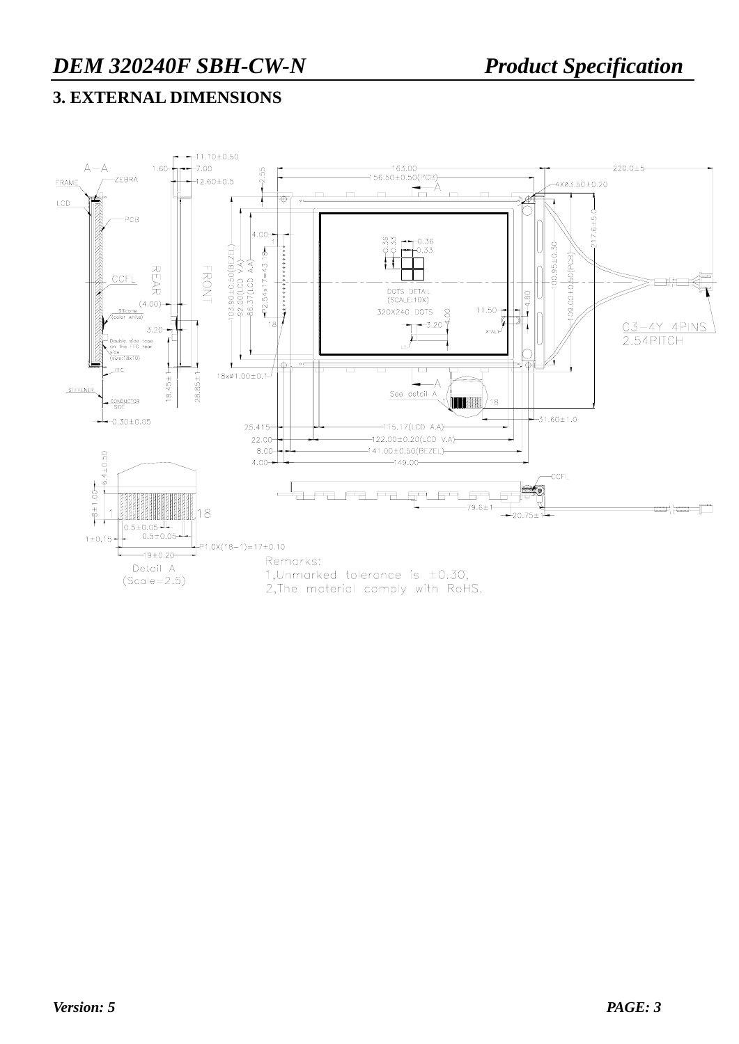## 3. EXTERNAL DIMENSIONS

A—A

FRAME ZEBRA

LCD

PCB

CCFL

REAR

FRONT

Silicone (color white)

Double side tape on the FFC rear side (size:18x10)

FFC

STIFFENER

CONDUCTOR SIDE

11.10±0.50

1.60 7.00

12.60±0.5

(4.00)

3.20

18.45±1

28.85±1

0.30±0.05

163.00

156.50±0.50(PCB)

2.55

220.0±5

4Xø3.50±0.20

217.6±5.0

100.95±0.30

109.00±0.50(PCB)

103.90±0.50(BEZEL)

92.00(LCD V.A)

86.37(LCD A.A)

P2.54x17=43.18

4.00

0.36 0.33

0.36 0.33

DOTS DETAIL (SCALE:10X)

320X240 DOTS

11.50

4.80

4.00

3.20

XTAL1

L1

18

18xø1.00±0.1

C3—4Y 4PINS 2.54PITCH

See detail A

1 18

31.60±1.0

25.415 115.17(LCD A.A)

22.00 122.00±0.20(LCD V.A)

8.00 141.00±0.50(BEZEL)

4.00 149.00

CCFL

79.6±1

20.75±1

6.4±0.50

8±1.00

1 18

0.5±0.05

0.5±0.05

1±0.15

P1.0X(18-1)=17±0.10

19±0.20

Detail A (Scale=2.5)

Remarks:

1,Unmarked tolerance is ±0.30,

2,The material comply with RoHS.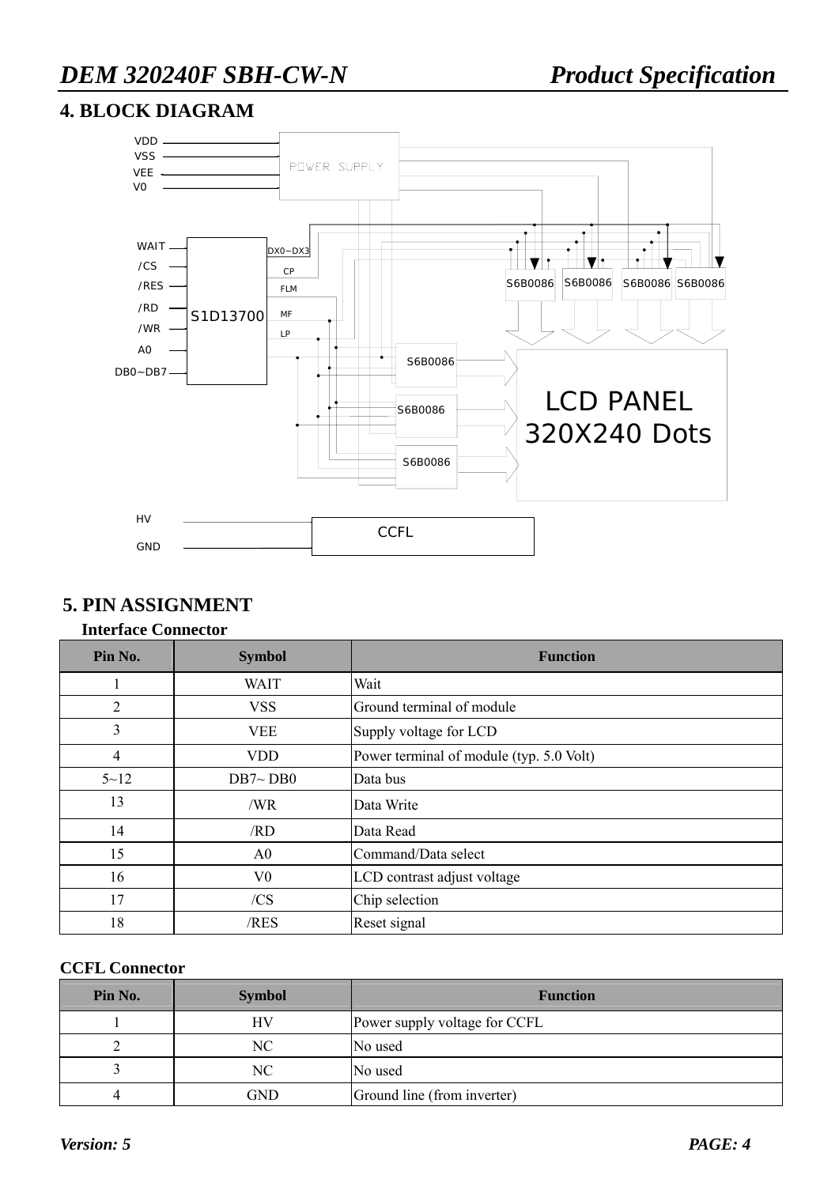## 4. BLOCK DIAGRAM

VDD
VSS
VEE
V0

POWER SUPPLY

WAIT
/CS
/RES
/RD
/WR
A0
DB0~DB7

S1D13700

DX0~DX3
CP
FLM
MF
LP

S6B0086 S6B0086 S6B0086 S6B0086

S6B0086
S6B0086
S6B0086

LCD PANEL
320X240 Dots

HV
GND

CCFL

## 5. PIN ASSIGNMENT

### Interface Connector

| Pin No. | Symbol | Function |
|---|---|---|
| 1 | WAIT | Wait |
| 2 | VSS | Ground terminal of module |
| 3 | VEE | Supply voltage for LCD |
| 4 | VDD | Power terminal of module (typ. 5.0 Volt) |
| 5~12 | DB7~ DB0 | Data bus |
| 13 | /WR | Data Write |
| 14 | /RD | Data Read |
| 15 | A0 | Command/Data select |
| 16 | V0 | LCD contrast adjust voltage |
| 17 | /CS | Chip selection |
| 18 | /RES | Reset signal |

### CCFL Connector

| Pin No. | Symbol | Function |
|---|---|---|
| 1 | HV | Power supply voltage for CCFL |
| 2 | NC | No used |
| 3 | NC | No used |
| 4 | GND | Ground line (from inverter) |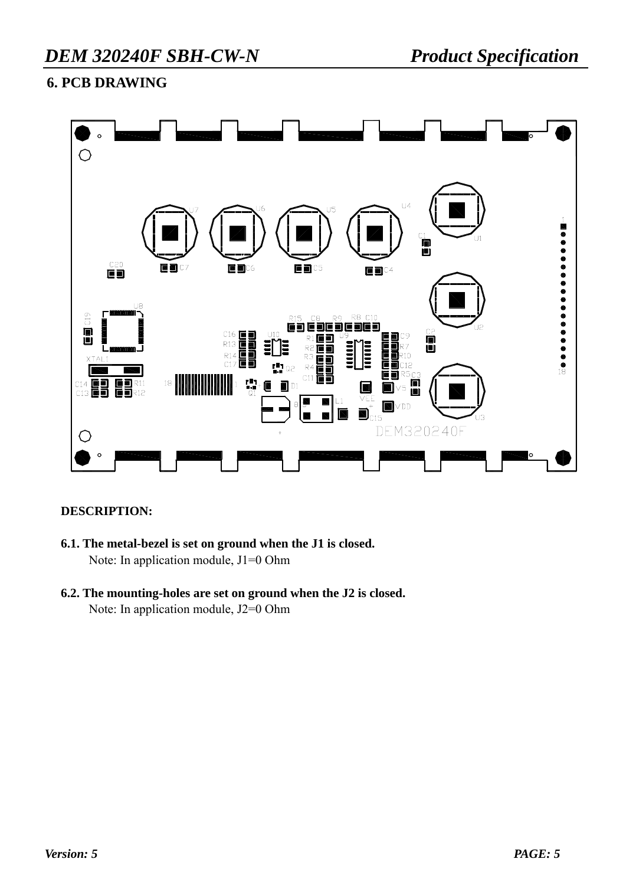## 6. PCB DRAWING

**DESCRIPTION:**

**6.1. The metal-bezel is set on ground when the J1 is closed.**

Note: In application module, J1=0 Ohm

**6.2. The mounting-holes are set on ground when the J2 is closed.**

Note: In application module, J2=0 Ohm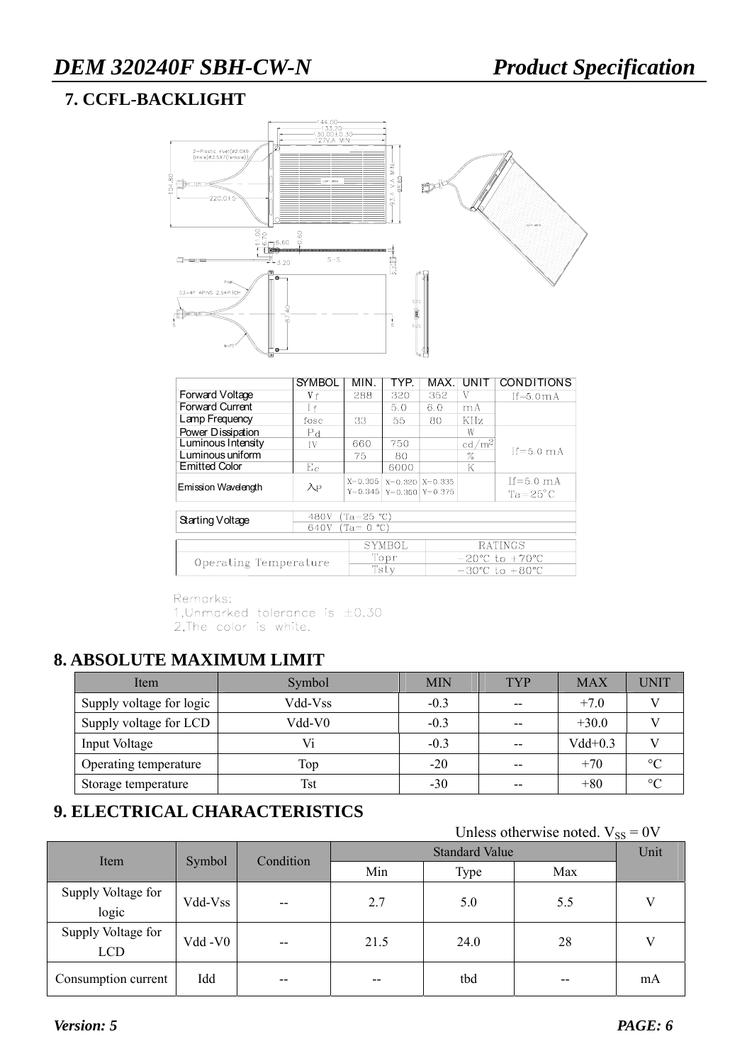## 7. CCFL-BACKLIGHT

| | SYMBOL | MIN. | TYP. | MAX. | UNIT | CONDITIONS |
|---|---|---|---|---|---|---|
| Forward Voltage | Vf | 288 | 320 | 352 | V | If=5.0mA |
| Forward Current | If | | 5.0 | 6.0 | mA | |
| Lamp Frequency | fosc | 33 | 55 | 80 | KHz | |
| Power Dissipation | Pd | | | | W | If=5.0 mA |
| Luminous Intensity | IV | 660 | 750 | | $cd/m^2$ | |
| Luminous uniform | | 75 | 80 | | % | |
| Emitted Color | Ec | | 6000 | | K | |
| Emission Wavelength | λP | X=0.305 Y=0.345 | X=0.320 Y=0.360 | X=0.335 Y=0.375 | | If=5.0 mA Ta=25°C |

| Starting Voltage | |
|---|---|
| | 480V (Ta=25 °C) |
| | 640V (Ta= 0 °C) |

| | SYMBOL | RATINGS |
|---|---|---|
| Operating Temperature | Topr | −20°C to +70°C |
| | Tstg | −30°C to +80°C |

Remarks:
1,Unmarked tolerance is ±0.30
2,The color is white.

## 8. ABSOLUTE MAXIMUM LIMIT

| Item | Symbol | MIN | TYP | MAX | UNIT |
|---|---|---|---|---|---|
| Supply voltage for logic | Vdd-Vss | -0.3 | -- | +7.0 | V |
| Supply voltage for LCD | Vdd-V0 | -0.3 | -- | +30.0 | V |
| Input Voltage | Vi | -0.3 | -- | Vdd+0.3 | V |
| Operating temperature | Top | -20 | -- | +70 | °C |
| Storage temperature | Tst | -30 | -- | +80 | °C |

## 9. ELECTRICAL CHARACTERISTICS

Unless otherwise noted. $V_{SS}$ = 0V

| Item | Symbol | Condition | Standard Value | | | Unit |
|---|---|---|---|---|---|---|
| | | | Min | Type | Max | |
| Supply Voltage for logic | Vdd-Vss | -- | 2.7 | 5.0 | 5.5 | V |
| Supply Voltage for LCD | Vdd -V0 | -- | 21.5 | 24.0 | 28 | V |
| Consumption current | Idd | -- | -- | tbd | -- | mA |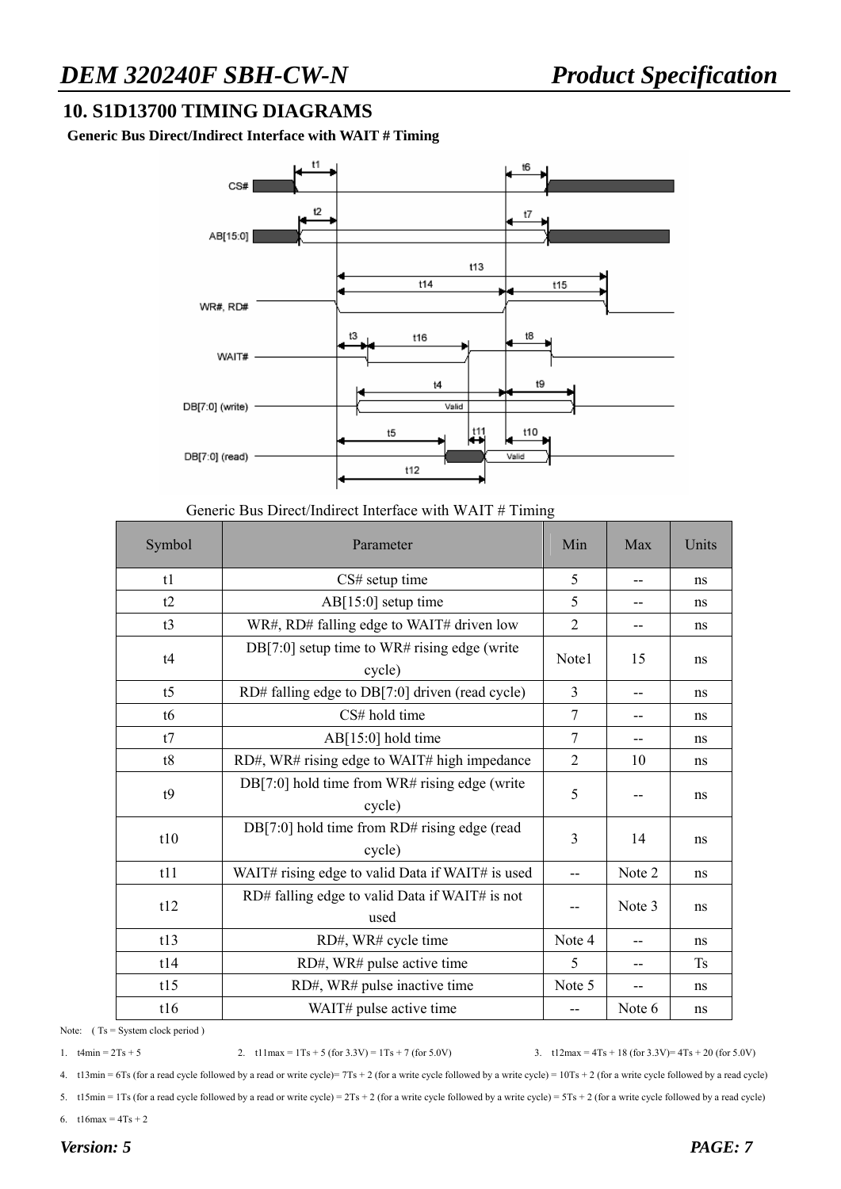## 10. S1D13700 TIMING DIAGRAMS

**Generic Bus Direct/Indirect Interface with WAIT # Timing**

Generic Bus Direct/Indirect Interface with WAIT # Timing

| Symbol | Parameter | Min | Max | Units |
|---|---|---|---|---|
| t1 | CS# setup time | 5 | -- | ns |
| t2 | AB[15:0] setup time | 5 | -- | ns |
| t3 | WR#, RD# falling edge to WAIT# driven low | 2 | -- | ns |
| t4 | DB[7:0] setup time to WR# rising edge (write cycle) | Note1 | 15 | ns |
| t5 | RD# falling edge to DB[7:0] driven (read cycle) | 3 | -- | ns |
| t6 | CS# hold time | 7 | -- | ns |
| t7 | AB[15:0] hold time | 7 | -- | ns |
| t8 | RD#, WR# rising edge to WAIT# high impedance | 2 | 10 | ns |
| t9 | DB[7:0] hold time from WR# rising edge (write cycle) | 5 | -- | ns |
| t10 | DB[7:0] hold time from RD# rising edge (read cycle) | 3 | 14 | ns |
| t11 | WAIT# rising edge to valid Data if WAIT# is used | -- | Note 2 | ns |
| t12 | RD# falling edge to valid Data if WAIT# is not used | -- | Note 3 | ns |
| t13 | RD#, WR# cycle time | Note 4 | -- | ns |
| t14 | RD#, WR# pulse active time | 5 | -- | Ts |
| t15 | RD#, WR# pulse inactive time | Note 5 | -- | ns |
| t16 | WAIT# pulse active time | -- | Note 6 | ns |

Note: ( Ts = System clock period )

1. t4min = 2Ts + 5
2. t11max = 1Ts + 5 (for 3.3V) = 1Ts + 7 (for 5.0V)
3. t12max = 4Ts + 18 (for 3.3V)= 4Ts + 20 (for 5.0V)
4. t13min = 6Ts (for a read cycle followed by a read or write cycle)= 7Ts + 2 (for a write cycle followed by a write cycle) = 10Ts + 2 (for a write cycle followed by a read cycle)
5. t15min = 1Ts (for a read cycle followed by a read or write cycle) = 2Ts + 2 (for a write cycle followed by a write cycle) = 5Ts + 2 (for a write cycle followed by a read cycle)
6. t16max = 4Ts + 2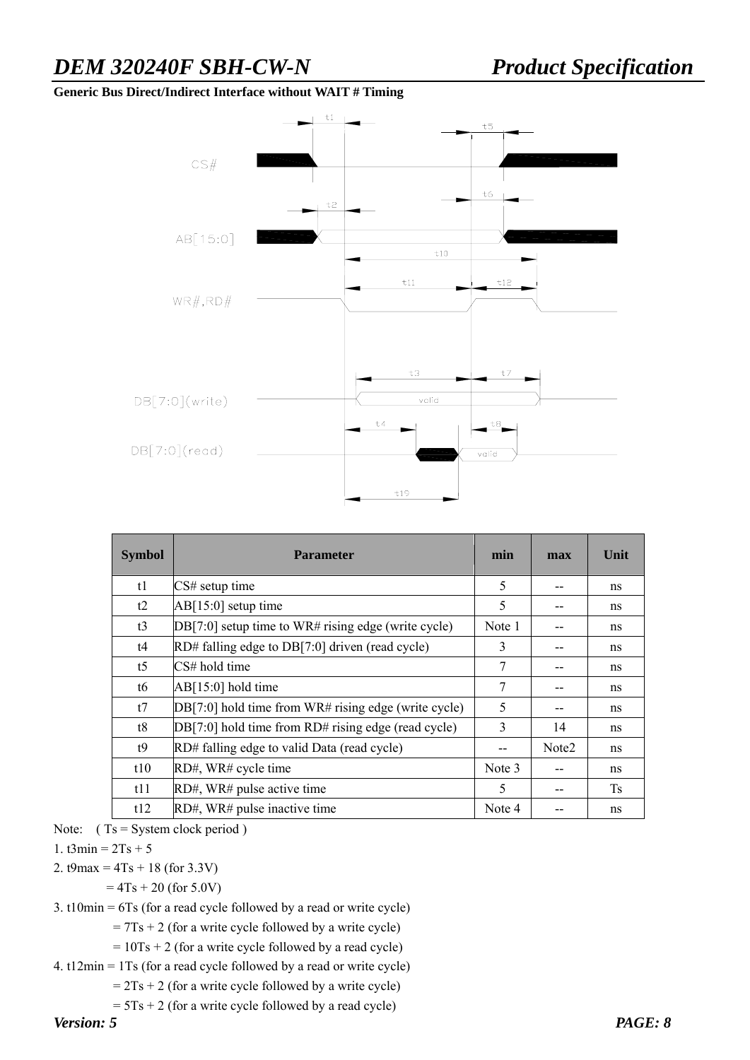**Generic Bus Direct/Indirect Interface without WAIT # Timing**

| Symbol | Parameter | min | max | Unit |
|---|---|---|---|---|
| t1 | CS# setup time | 5 | -- | ns |
| t2 | AB[15:0] setup time | 5 | -- | ns |
| t3 | DB[7:0] setup time to WR# rising edge (write cycle) | Note 1 | -- | ns |
| t4 | RD# falling edge to DB[7:0] driven (read cycle) | 3 | -- | ns |
| t5 | CS# hold time | 7 | -- | ns |
| t6 | AB[15:0] hold time | 7 | -- | ns |
| t7 | DB[7:0] hold time from WR# rising edge (write cycle) | 5 | -- | ns |
| t8 | DB[7:0] hold time from RD# rising edge (read cycle) | 3 | 14 | ns |
| t9 | RD# falling edge to valid Data (read cycle) | -- | Note2 | ns |
| t10 | RD#, WR# cycle time | Note 3 | -- | ns |
| t11 | RD#, WR# pulse active time | 5 | -- | Ts |
| t12 | RD#, WR# pulse inactive time | Note 4 | -- | ns |

Note: ( Ts = System clock period )

1. t3min = 2Ts + 5
2. t9max = 4Ts + 18 (for 3.3V)
   = 4Ts + 20 (for 5.0V)
3. t10min = 6Ts (for a read cycle followed by a read or write cycle)
   = 7Ts + 2 (for a write cycle followed by a write cycle)
   = 10Ts + 2 (for a write cycle followed by a read cycle)
4. t12min = 1Ts (for a read cycle followed by a read or write cycle)
   = 2Ts + 2 (for a write cycle followed by a write cycle)
   = 5Ts + 2 (for a write cycle followed by a read cycle)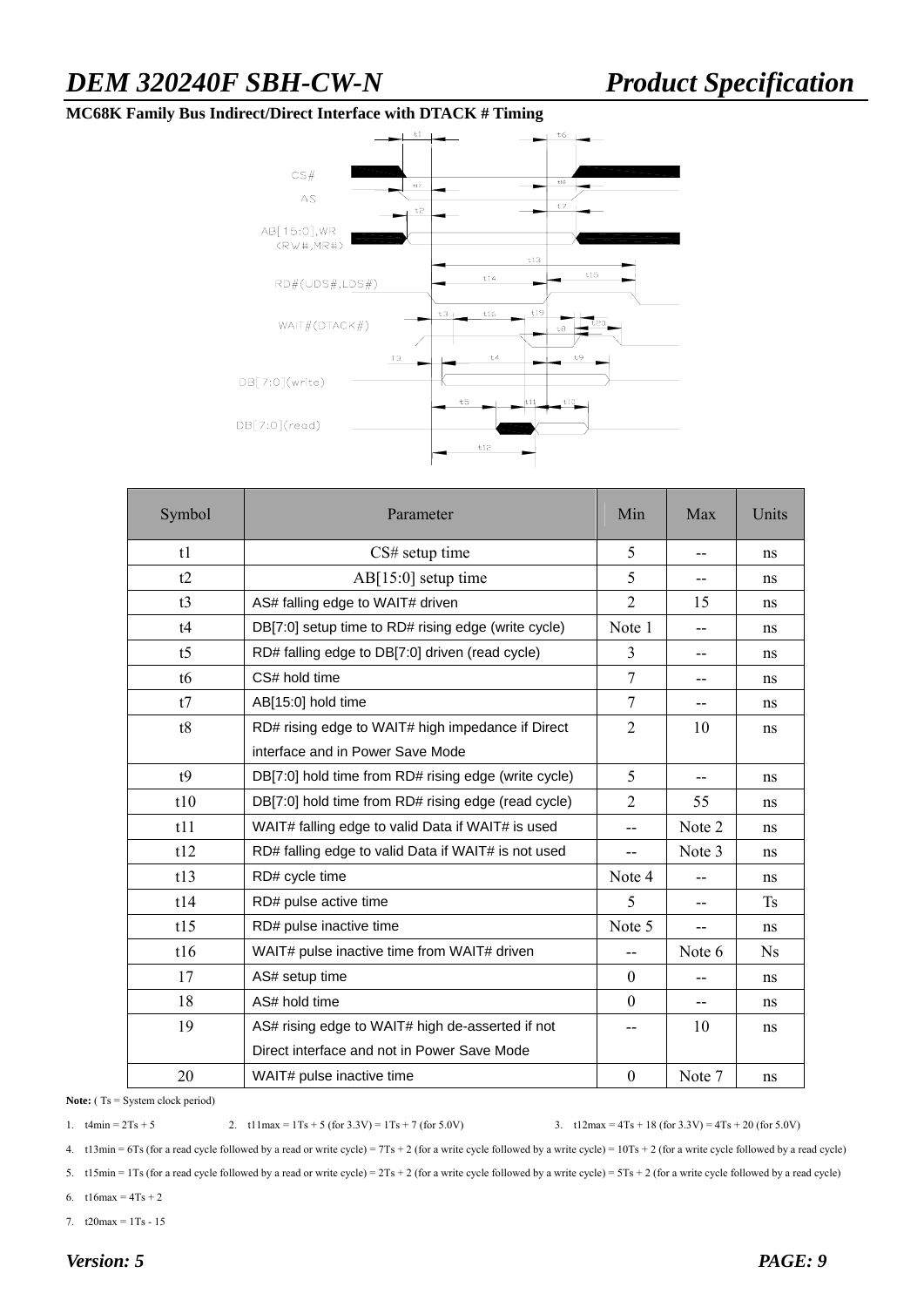**MC68K Family Bus Indirect/Direct Interface with DTACK # Timing**

| Symbol | Parameter | Min | Max | Units |
|---|---|---|---|---|
| t1 | CS# setup time | 5 | -- | ns |
| t2 | AB[15:0] setup time | 5 | -- | ns |
| t3 | AS# falling edge to WAIT# driven | 2 | 15 | ns |
| t4 | DB[7:0] setup time to RD# rising edge (write cycle) | Note 1 | -- | ns |
| t5 | RD# falling edge to DB[7:0] driven (read cycle) | 3 | -- | ns |
| t6 | CS# hold time | 7 | -- | ns |
| t7 | AB[15:0] hold time | 7 | -- | ns |
| t8 | RD# rising edge to WAIT# high impedance if Direct interface and in Power Save Mode | 2 | 10 | ns |
| t9 | DB[7:0] hold time from RD# rising edge (write cycle) | 5 | -- | ns |
| t10 | DB[7:0] hold time from RD# rising edge (read cycle) | 2 | 55 | ns |
| t11 | WAIT# falling edge to valid Data if WAIT# is used | -- | Note 2 | ns |
| t12 | RD# falling edge to valid Data if WAIT# is not used | -- | Note 3 | ns |
| t13 | RD# cycle time | Note 4 | -- | ns |
| t14 | RD# pulse active time | 5 | -- | Ts |
| t15 | RD# pulse inactive time | Note 5 | -- | ns |
| t16 | WAIT# pulse inactive time from WAIT# driven | -- | Note 6 | Ns |
| 17 | AS# setup time | 0 | -- | ns |
| 18 | AS# hold time | 0 | -- | ns |
| 19 | AS# rising edge to WAIT# high de-asserted if not Direct interface and not in Power Save Mode | -- | 10 | ns |
| 20 | WAIT# pulse inactive time | 0 | Note 7 | ns |

**Note:** ( Ts = System clock period)

1. t4min = 2Ts + 5
2. t11max = 1Ts + 5 (for 3.3V) = 1Ts + 7 (for 5.0V)
3. t12max = 4Ts + 18 (for 3.3V) = 4Ts + 20 (for 5.0V)
4. t13min = 6Ts (for a read cycle followed by a read or write cycle) = 7Ts + 2 (for a write cycle followed by a write cycle) = 10Ts + 2 (for a write cycle followed by a read cycle)
5. t15min = 1Ts (for a read cycle followed by a read or write cycle) = 2Ts + 2 (for a write cycle followed by a write cycle) = 5Ts + 2 (for a write cycle followed by a read cycle)
6. t16max = 4Ts + 2
7. t20max = 1Ts - 15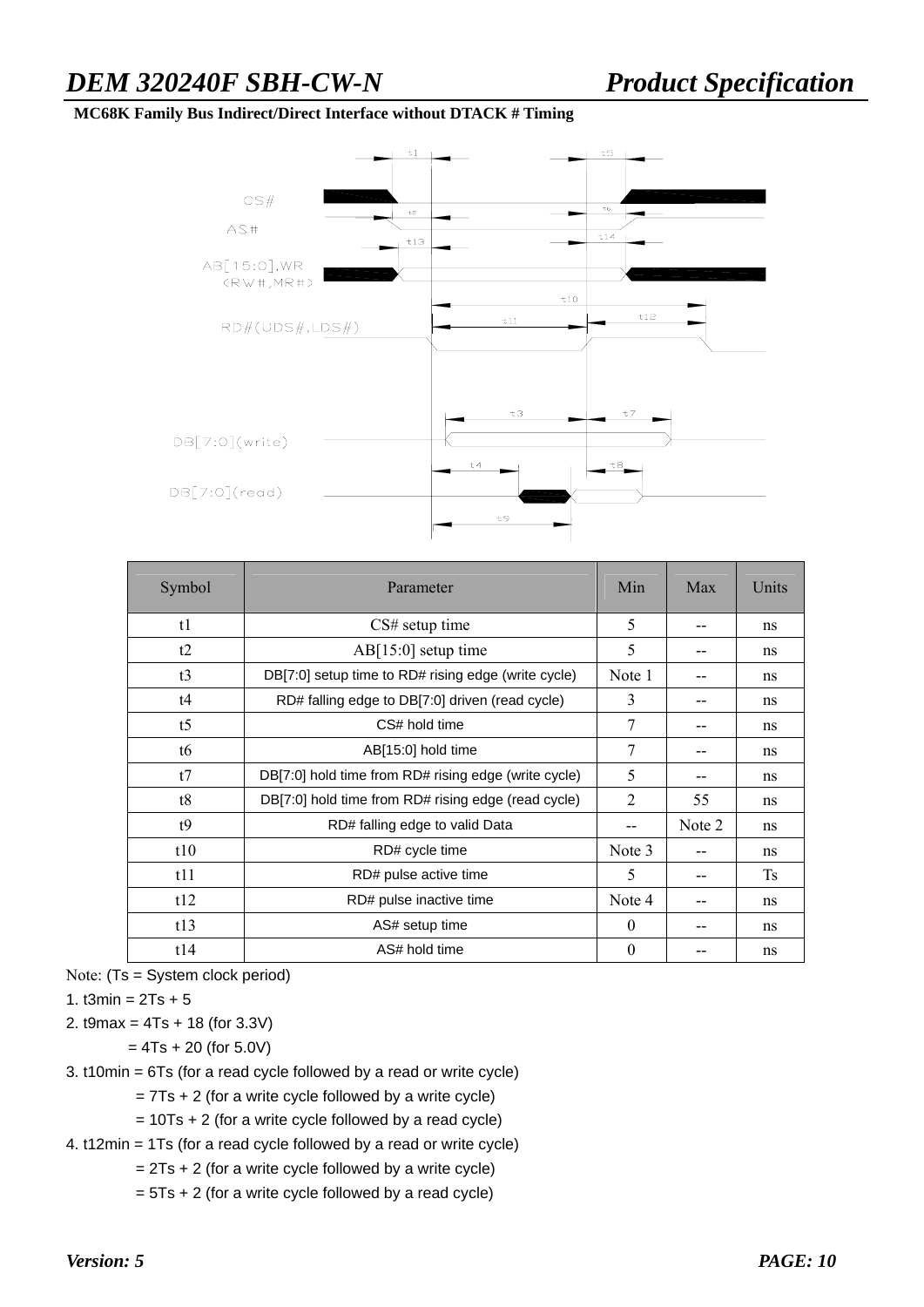**MC68K Family Bus Indirect/Direct Interface without DTACK # Timing**

| Symbol | Parameter | Min | Max | Units |
|---|---|---|---|---|
| t1 | CS# setup time | 5 | -- | ns |
| t2 | AB[15:0] setup time | 5 | -- | ns |
| t3 | DB[7:0] setup time to RD# rising edge (write cycle) | Note 1 | -- | ns |
| t4 | RD# falling edge to DB[7:0] driven (read cycle) | 3 | -- | ns |
| t5 | CS# hold time | 7 | -- | ns |
| t6 | AB[15:0] hold time | 7 | -- | ns |
| t7 | DB[7:0] hold time from RD# rising edge (write cycle) | 5 | -- | ns |
| t8 | DB[7:0] hold time from RD# rising edge (read cycle) | 2 | 55 | ns |
| t9 | RD# falling edge to valid Data | -- | Note 2 | ns |
| t10 | RD# cycle time | Note 3 | -- | ns |
| t11 | RD# pulse active time | 5 | -- | Ts |
| t12 | RD# pulse inactive time | Note 4 | -- | ns |
| t13 | AS# setup time | 0 | -- | ns |
| t14 | AS# hold time | 0 | -- | ns |

Note: (Ts = System clock period)

1. t3min = 2Ts + 5
2. t9max = 4Ts + 18 (for 3.3V)
   = 4Ts + 20 (for 5.0V)
3. t10min = 6Ts (for a read cycle followed by a read or write cycle)
   = 7Ts + 2 (for a write cycle followed by a write cycle)
   = 10Ts + 2 (for a write cycle followed by a read cycle)
4. t12min = 1Ts (for a read cycle followed by a read or write cycle)
   = 2Ts + 2 (for a write cycle followed by a write cycle)
   = 5Ts + 2 (for a write cycle followed by a read cycle)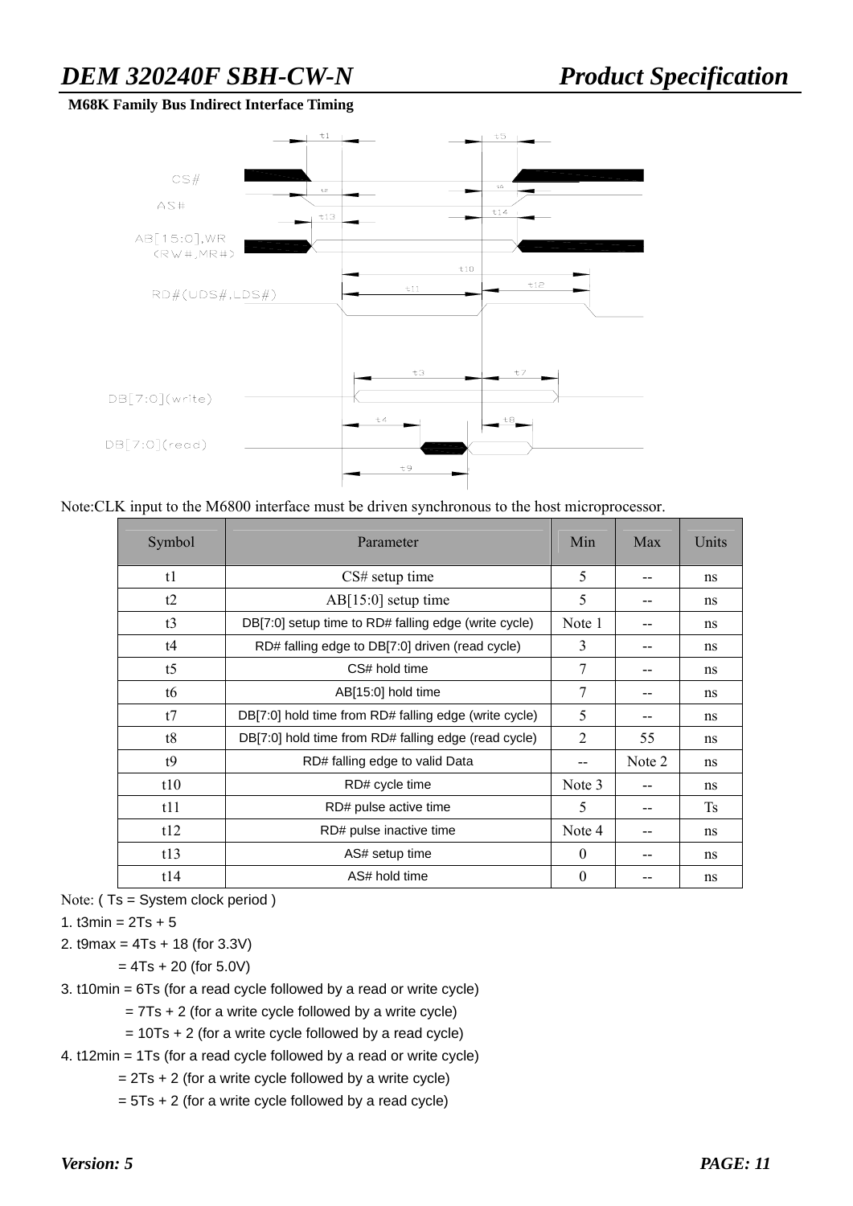**M68K Family Bus Indirect Interface Timing**

Note:CLK input to the M6800 interface must be driven synchronous to the host microprocessor.

| Symbol | Parameter | Min | Max | Units |
|---|---|---|---|---|
| t1 | CS# setup time | 5 | -- | ns |
| t2 | AB[15:0] setup time | 5 | -- | ns |
| t3 | DB[7:0] setup time to RD# falling edge (write cycle) | Note 1 | -- | ns |
| t4 | RD# falling edge to DB[7:0] driven (read cycle) | 3 | -- | ns |
| t5 | CS# hold time | 7 | -- | ns |
| t6 | AB[15:0] hold time | 7 | -- | ns |
| t7 | DB[7:0] hold time from RD# falling edge (write cycle) | 5 | -- | ns |
| t8 | DB[7:0] hold time from RD# falling edge (read cycle) | 2 | 55 | ns |
| t9 | RD# falling edge to valid Data | -- | Note 2 | ns |
| t10 | RD# cycle time | Note 3 | -- | ns |
| t11 | RD# pulse active time | 5 | -- | Ts |
| t12 | RD# pulse inactive time | Note 4 | -- | ns |
| t13 | AS# setup time | 0 | -- | ns |
| t14 | AS# hold time | 0 | -- | ns |

Note: ( Ts = System clock period )

1. t3min = 2Ts + 5
2. t9max = 4Ts + 18 (for 3.3V)
   = 4Ts + 20 (for 5.0V)
3. t10min = 6Ts (for a read cycle followed by a read or write cycle)
   = 7Ts + 2 (for a write cycle followed by a write cycle)
   = 10Ts + 2 (for a write cycle followed by a read cycle)
4. t12min = 1Ts (for a read cycle followed by a read or write cycle)
   = 2Ts + 2 (for a write cycle followed by a write cycle)
   = 5Ts + 2 (for a write cycle followed by a read cycle)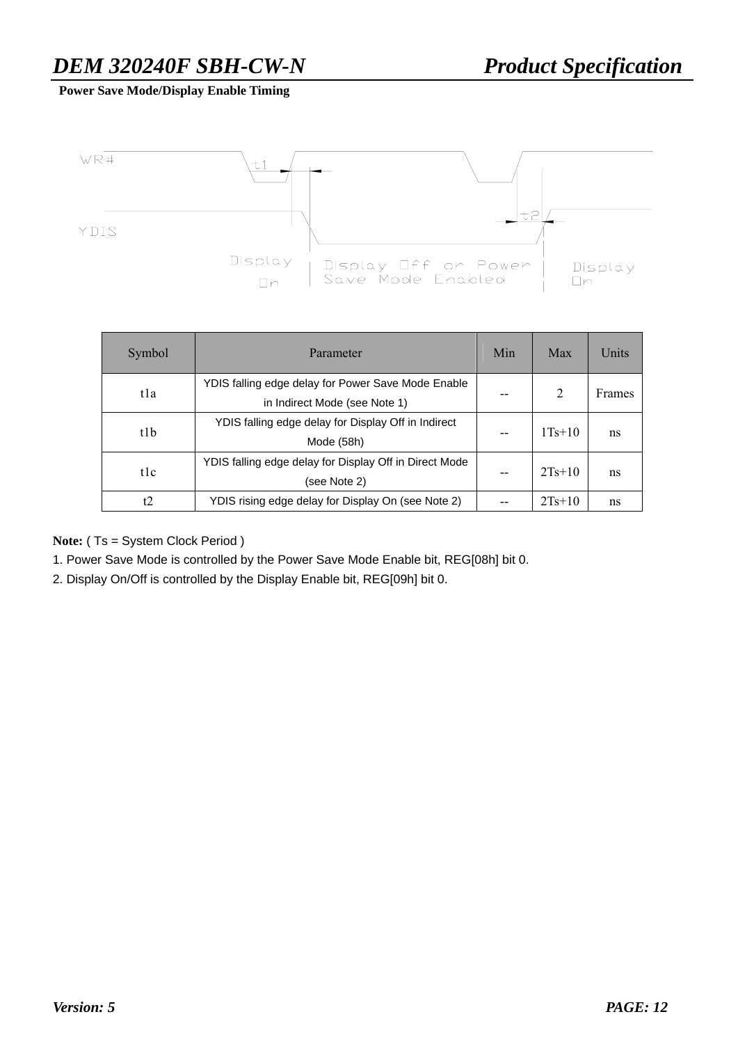**Power Save Mode/Display Enable Timing**

| Symbol | Parameter | Min | Max | Units |
|---|---|---|---|---|
| t1a | YDIS falling edge delay for Power Save Mode Enable in Indirect Mode (see Note 1) | -- | 2 | Frames |
| t1b | YDIS falling edge delay for Display Off in Indirect Mode (58h) | -- | 1Ts+10 | ns |
| t1c | YDIS falling edge delay for Display Off in Direct Mode (see Note 2) | -- | 2Ts+10 | ns |
| t2 | YDIS rising edge delay for Display On (see Note 2) | -- | 2Ts+10 | ns |

**Note:** ( Ts = System Clock Period )

1. Power Save Mode is controlled by the Power Save Mode Enable bit, REG[08h] bit 0.
2. Display On/Off is controlled by the Display Enable bit, REG[09h] bit 0.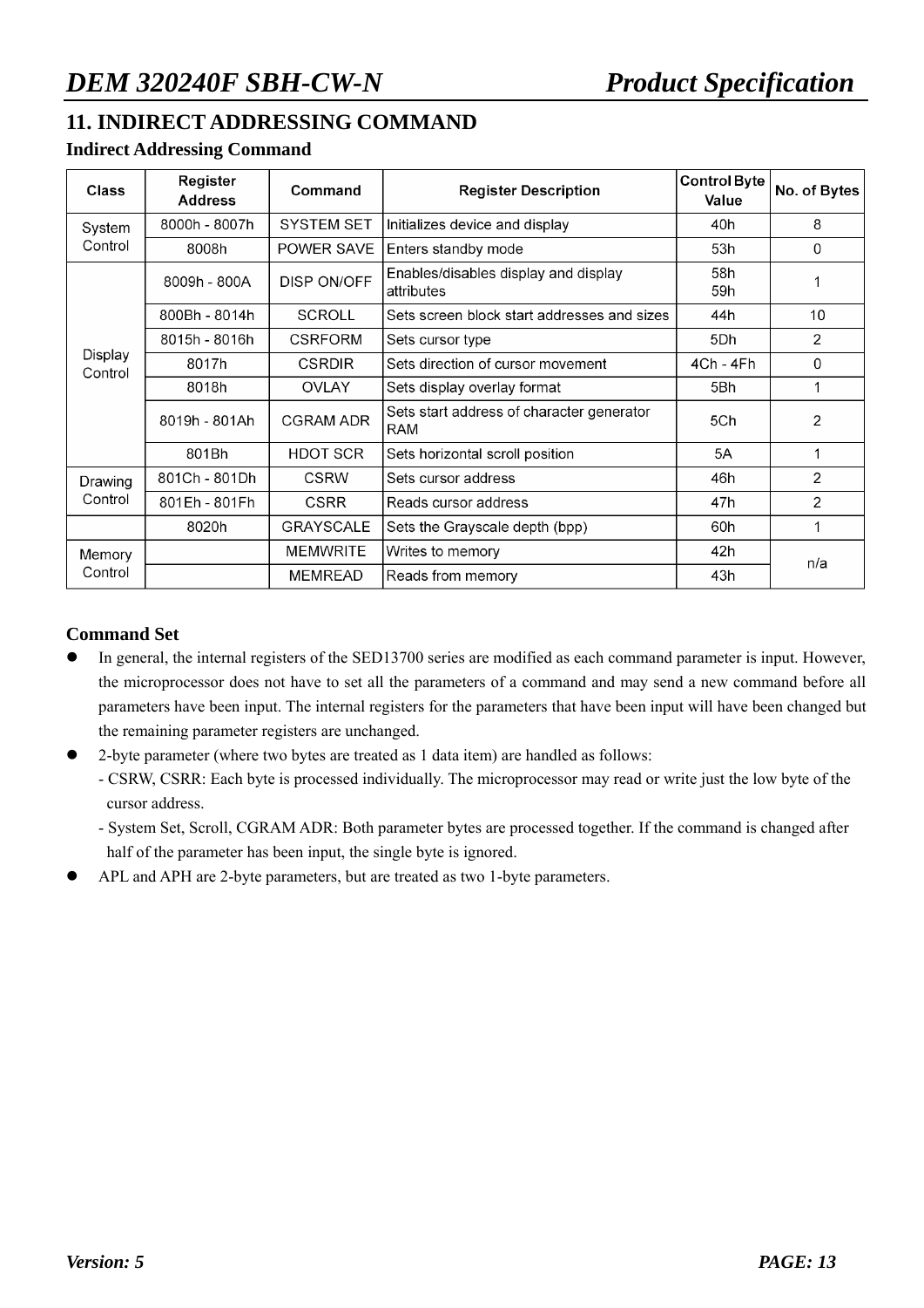## 11. INDIRECT ADDRESSING COMMAND

### Indirect Addressing Command

| Class | Register Address | Command | Register Description | Control Byte Value | No. of Bytes |
|---|---|---|---|---|---|
| System Control | 8000h - 8007h | SYSTEM SET | Initializes device and display | 40h | 8 |
| | 8008h | POWER SAVE | Enters standby mode | 53h | 0 |
| Display Control | 8009h - 800A | DISP ON/OFF | Enables/disables display and display attributes | 58h 59h | 1 |
| | 800Bh - 8014h | SCROLL | Sets screen block start addresses and sizes | 44h | 10 |
| | 8015h - 8016h | CSRFORM | Sets cursor type | 5Dh | 2 |
| | 8017h | CSRDIR | Sets direction of cursor movement | 4Ch - 4Fh | 0 |
| | 8018h | OVLAY | Sets display overlay format | 5Bh | 1 |
| | 8019h - 801Ah | CGRAM ADR | Sets start address of character generator RAM | 5Ch | 2 |
| | 801Bh | HDOT SCR | Sets horizontal scroll position | 5A | 1 |
| Drawing Control | 801Ch - 801Dh | CSRW | Sets cursor address | 46h | 2 |
| | 801Eh - 801Fh | CSRR | Reads cursor address | 47h | 2 |
| | 8020h | GRAYSCALE | Sets the Grayscale depth (bpp) | 60h | 1 |
| Memory Control | | MEMWRITE | Writes to memory | 42h | n/a |
| | | MEMREAD | Reads from memory | 43h | |

### Command Set

- In general, the internal registers of the SED13700 series are modified as each command parameter is input. However, the microprocessor does not have to set all the parameters of a command and may send a new command before all parameters have been input. The internal registers for the parameters that have been input will have been changed but the remaining parameter registers are unchanged.
- 2-byte parameter (where two bytes are treated as 1 data item) are handled as follows:
  - CSRW, CSRR: Each byte is processed individually. The microprocessor may read or write just the low byte of the cursor address.
  - System Set, Scroll, CGRAM ADR: Both parameter bytes are processed together. If the command is changed after half of the parameter has been input, the single byte is ignored.
- APL and APH are 2-byte parameters, but are treated as two 1-byte parameters.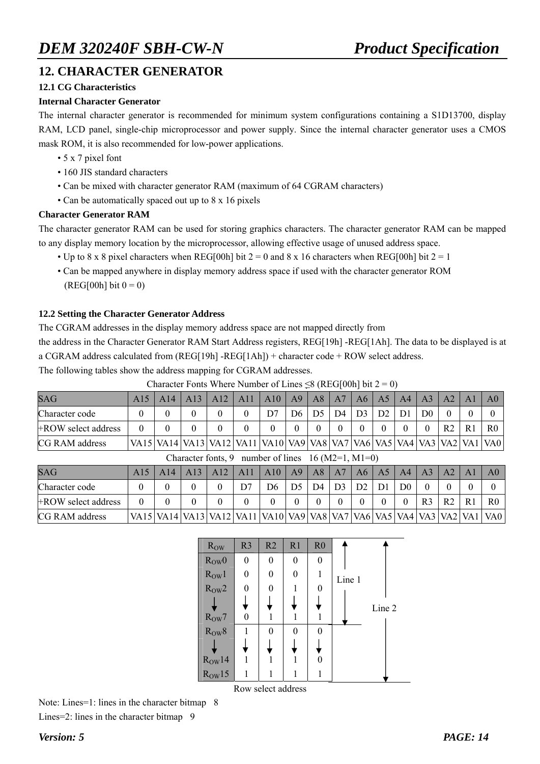## 12. CHARACTER GENERATOR

### 12.1 CG Characteristics

**Internal Character Generator**

The internal character generator is recommended for minimum system configurations containing a S1D13700, display RAM, LCD panel, single-chip microprocessor and power supply. Since the internal character generator uses a CMOS mask ROM, it is also recommended for low-power applications.

- 5 x 7 pixel font
- 160 JIS standard characters
- Can be mixed with character generator RAM (maximum of 64 CGRAM characters)
- Can be automatically spaced out up to 8 x 16 pixels

**Character Generator RAM**

The character generator RAM can be used for storing graphics characters. The character generator RAM can be mapped to any display memory location by the microprocessor, allowing effective usage of unused address space.

- Up to 8 x 8 pixel characters when REG[00h] bit 2 = 0 and 8 x 16 characters when REG[00h] bit 2 = 1
- Can be mapped anywhere in display memory address space if used with the character generator ROM (REG[00h] bit 0 = 0)

### 12.2 Setting the Character Generator Address

The CGRAM addresses in the display memory address space are not mapped directly from the address in the Character Generator RAM Start Address registers, REG[19h] -REG[1Ah]. The data to be displayed is at a CGRAM address calculated from (REG[19h] -REG[1Ah]) + character code + ROW select address.

The following tables show the address mapping for CGRAM addresses.

Character Fonts Where Number of Lines ≤8 (REG[00h] bit 2 = 0)

| SAG | A15 | A14 | A13 | A12 | A11 | A10 | A9 | A8 | A7 | A6 | A5 | A4 | A3 | A2 | A1 | A0 |
|---|---|---|---|---|---|---|---|---|---|---|---|---|---|---|---|---|
| Character code | 0 | 0 | 0 | 0 | 0 | D7 | D6 | D5 | D4 | D3 | D2 | D1 | D0 | 0 | 0 | 0 |
| +ROW select address | 0 | 0 | 0 | 0 | 0 | 0 | 0 | 0 | 0 | 0 | 0 | 0 | 0 | R2 | R1 | R0 |
| CG RAM address | VA15 | VA14 | VA13 | VA12 | VA11 | VA10 | VA9 | VA8 | VA7 | VA6 | VA5 | VA4 | VA3 | VA2 | VA1 | VA0 |

Character fonts, 9 number of lines 16 (M2=1, M1=0)

| SAG | A15 | A14 | A13 | A12 | A11 | A10 | A9 | A8 | A7 | A6 | A5 | A4 | A3 | A2 | A1 | A0 |
|---|---|---|---|---|---|---|---|---|---|---|---|---|---|---|---|---|
| Character code | 0 | 0 | 0 | 0 | D7 | D6 | D5 | D4 | D3 | D2 | D1 | D0 | 0 | 0 | 0 | 0 |
| +ROW select address | 0 | 0 | 0 | 0 | 0 | 0 | 0 | 0 | 0 | 0 | 0 | 0 | R3 | R2 | R1 | R0 |
| CG RAM address | VA15 | VA14 | VA13 | VA12 | VA11 | VA10 | VA9 | VA8 | VA7 | VA6 | VA5 | VA4 | VA3 | VA2 | VA1 | VA0 |

| ROW | R3 | R2 | R1 | R0 |
|---|---|---|---|---|
| ROW0 | 0 | 0 | 0 | 0 |
| ROW1 | 0 | 0 | 0 | 1 |
| ROW2 | 0 | 0 | 1 | 0 |
| ↓ | ↓ | ↓ | ↓ | ↓ |
| ROW7 | 0 | 1 | 1 | 1 |
| ROW8 | 1 | 0 | 0 | 0 |
| ↓ | ↓ | ↓ | ↓ | ↓ |
| ROW14 | 1 | 1 | 1 | 0 |
| ROW15 | 1 | 1 | 1 | 1 |

Line 1: ROW0 – ROW7; Line 2: ROW0 – ROW15

Row select address

Note: Lines=1: lines in the character bitmap 8

Lines=2: lines in the character bitmap 9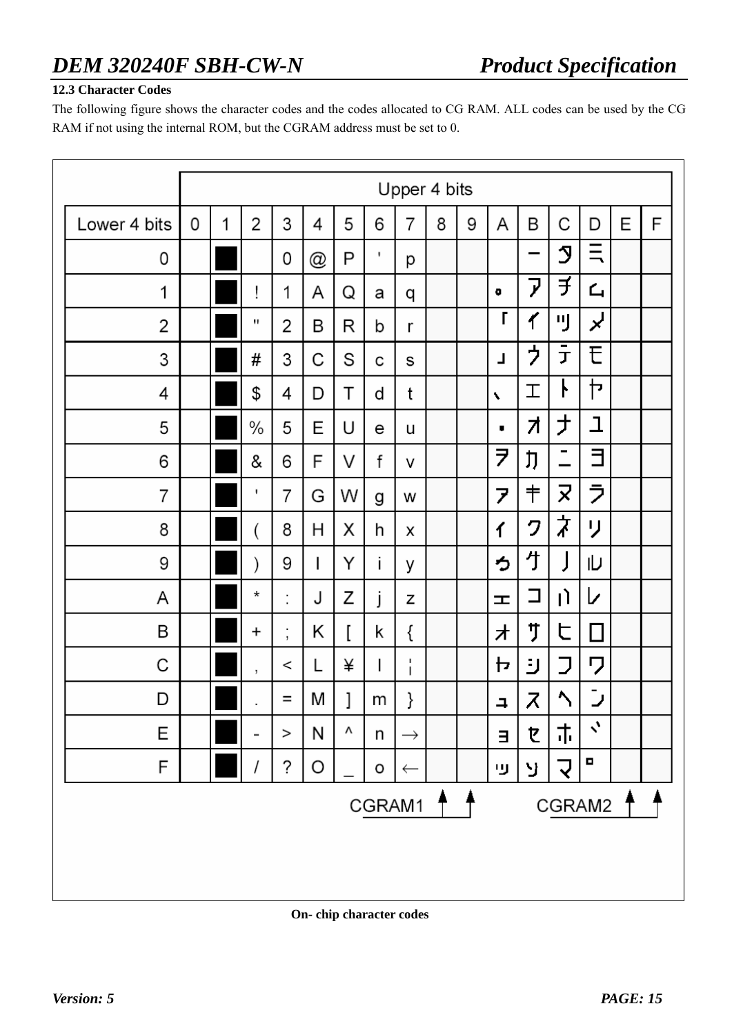### 12.3 Character Codes

The following figure shows the character codes and the codes allocated to CG RAM. ALL codes can be used by the CG RAM if not using the internal ROM, but the CGRAM address must be set to 0.

| | Upper 4 bits | | | | | | | | | | | | | | | |
|---|---|---|---|---|---|---|---|---|---|---|---|---|---|---|---|---|
| Lower 4 bits | 0 | 1 | 2 | 3 | 4 | 5 | 6 | 7 | 8 | 9 | A | B | C | D | E | F |
| 0 | | █ | | 0 | @ | P | ' | p | | | | ー | タ | ミ | | |
| 1 | | █ | ! | 1 | A | Q | a | q | | | 。 | ア | チ | ム | | |
| 2 | | █ | " | 2 | B | R | b | r | | | 「 | イ | ツ | メ | | |
| 3 | | █ | # | 3 | C | S | c | s | | | 」 | ウ | テ | モ | | |
| 4 | | █ | $ | 4 | D | T | d | t | | | 、 | エ | ト | ヤ | | |
| 5 | | █ | % | 5 | E | U | e | u | | | ・ | オ | ナ | ユ | | |
| 6 | | █ | & | 6 | F | V | f | v | | | ヲ | カ | ニ | ヨ | | |
| 7 | | █ | ' | 7 | G | W | g | w | | | ァ | キ | ヌ | ラ | | |
| 8 | | █ | ( | 8 | H | X | h | x | | | ィ | ク | ネ | リ | | |
| 9 | | █ | ) | 9 | I | Y | i | y | | | ゥ | ケ | ノ | ル | | |
| A | | █ | * | : | J | Z | j | z | | | ェ | コ | ハ | レ | | |
| B | | █ | + | ; | K | [ | k | { | | | ォ | サ | ヒ | ロ | | |
| C | | █ | , | < | L | ¥ | l | ¦ | | | ャ | シ | フ | ワ | | |
| D | | █ | . | = | M | ] | m | } | | | ュ | ス | ヘ | ン | | |
| E | | █ | - | > | N | ^ | n | → | | | ョ | セ | ホ | ゛ | | |
| F | | █ | / | ? | O | _ | o | ← | | | ッ | ソ | マ | ゜ | | |

CGRAM1 (columns 8, 9) CGRAM2 (columns E, F)

**On- chip character codes**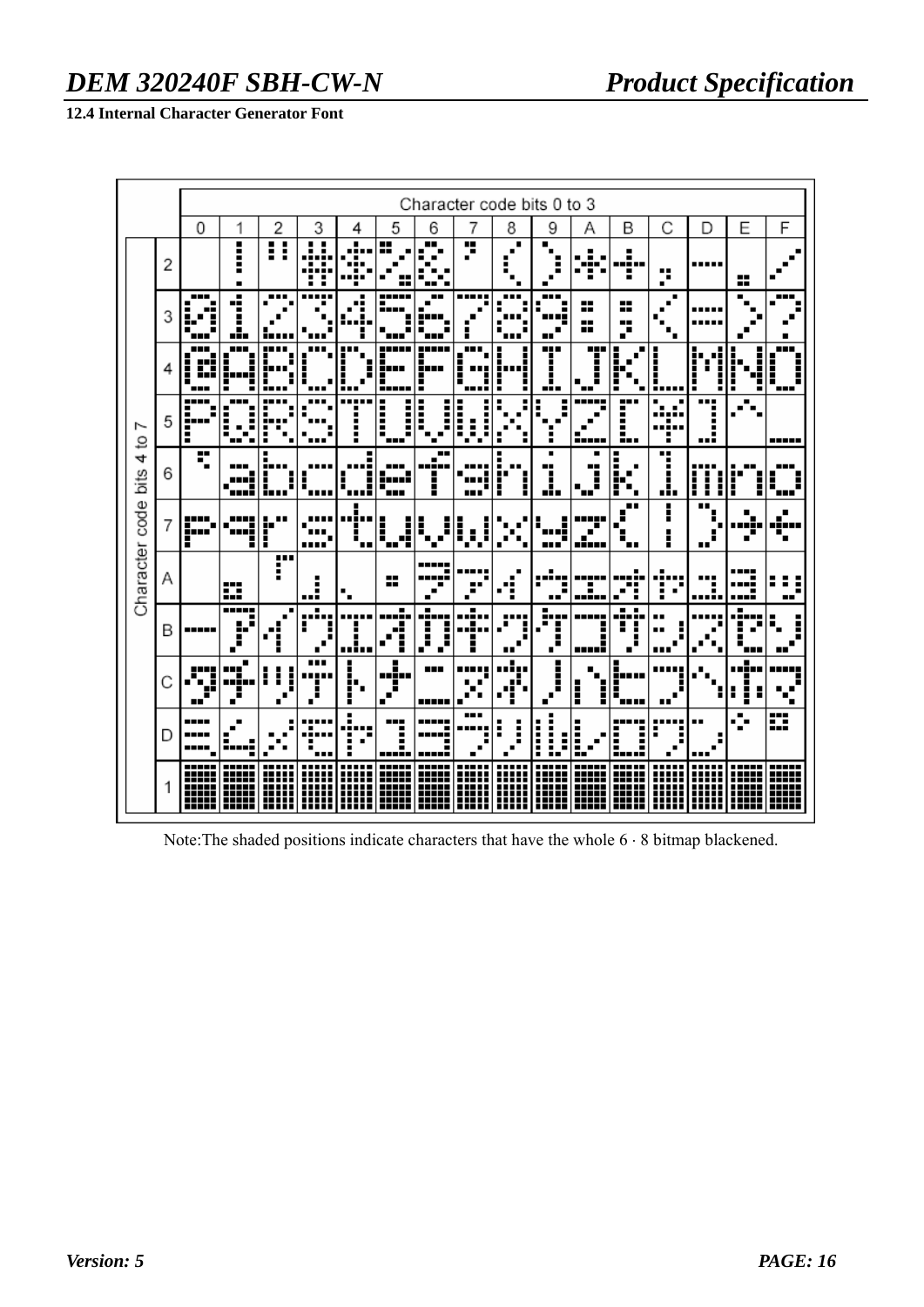### 12.4 Internal Character Generator Font

| | Character code bits 0 to 3 | | | | | | | | | | | | | | | |
|---|---|---|---|---|---|---|---|---|---|---|---|---|---|---|---|---|
| **Character code bits 4 to 7** | 0 | 1 | 2 | 3 | 4 | 5 | 6 | 7 | 8 | 9 | A | B | C | D | E | F |
| 2 | | ! | " | # | $ | % | & | ' | ( | ) | * | + | , | - | . | / |
| 3 | 0 | 1 | 2 | 3 | 4 | 5 | 6 | 7 | 8 | 9 | : | ; | < | = | > | ? |
| 4 | @ | A | B | C | D | E | F | G | H | I | J | K | L | M | N | O |
| 5 | P | Q | R | S | T | U | V | W | X | Y | Z | [ | ¥ | ] | ^ | _ |
| 6 | ` | a | b | c | d | e | f | g | h | i | j | k | l | m | n | o |
| 7 | p | q | r | s | t | u | v | w | x | y | z | { | \| | } | → | ← |
| A | | 。 | 「 | 」 | 、 | ・ | ヲ | ァ | ィ | ゥ | ェ | ォ | ャ | ュ | ョ | ッ |
| B | ー | ア | イ | ウ | エ | オ | カ | キ | ク | ケ | コ | サ | シ | ス | セ | ソ |
| C | タ | チ | ツ | テ | ト | ナ | ニ | ヌ | ネ | ノ | ハ | ヒ | フ | ヘ | ホ | マ |
| D | ミ | ム | メ | モ | ヤ | ユ | ヨ | ラ | リ | ル | レ | ロ | ワ | ン | ゛ | ゜ |
| 1 | ■ | ■ | ■ | ■ | ■ | ■ | ■ | ■ | ■ | ■ | ■ | ■ | ■ | ■ | ■ | ■ |

Note:The shaded positions indicate characters that have the whole 6 · 8 bitmap blackened.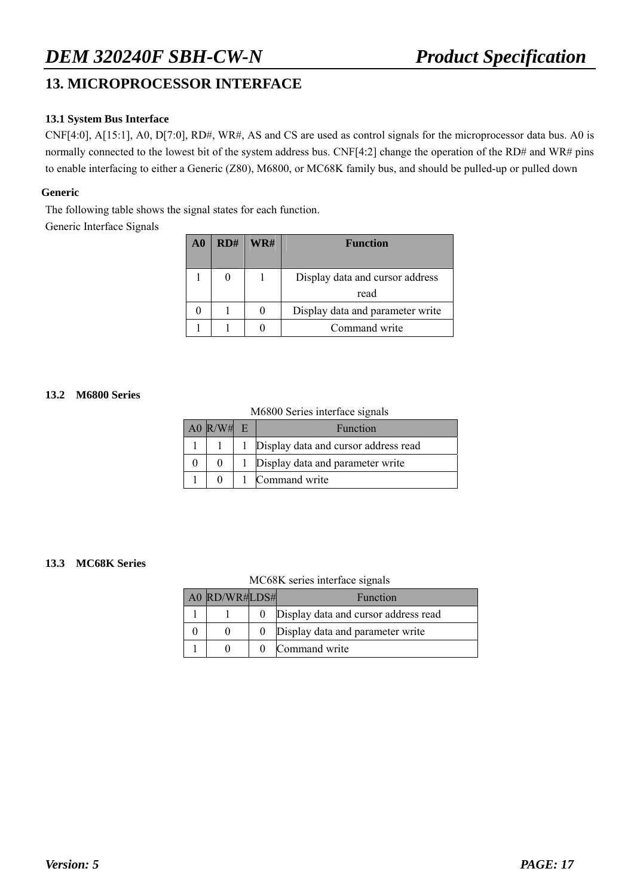# 13. MICROPROCESSOR INTERFACE

### 13.1 System Bus Interface

CNF[4:0], A[15:1], A0, D[7:0], RD#, WR#, AS and CS are used as control signals for the microprocessor data bus. A0 is normally connected to the lowest bit of the system address bus. CNF[4:2] change the operation of the RD# and WR# pins to enable interfacing to either a Generic (Z80), M6800, or MC68K family bus, and should be pulled-up or pulled down

**Generic**

The following table shows the signal states for each function.

Generic Interface Signals

| A0 | RD# | WR# | Function |
|---|---|---|---|
| 1 | 0 | 1 | Display data and cursor address read |
| 0 | 1 | 0 | Display data and parameter write |
| 1 | 1 | 0 | Command write |

### 13.2 M6800 Series

M6800 Series interface signals

| A0 | R/W# | E | Function |
|---|---|---|---|
| 1 | 1 | 1 | Display data and cursor address read |
| 0 | 0 | 1 | Display data and parameter write |
| 1 | 0 | 1 | Command write |

### 13.3 MC68K Series

MC68K series interface signals

| A0 | RD/WR# | LDS# | Function |
|---|---|---|---|
| 1 | 1 | 0 | Display data and cursor address read |
| 0 | 0 | 0 | Display data and parameter write |
| 1 | 0 | 0 | Command write |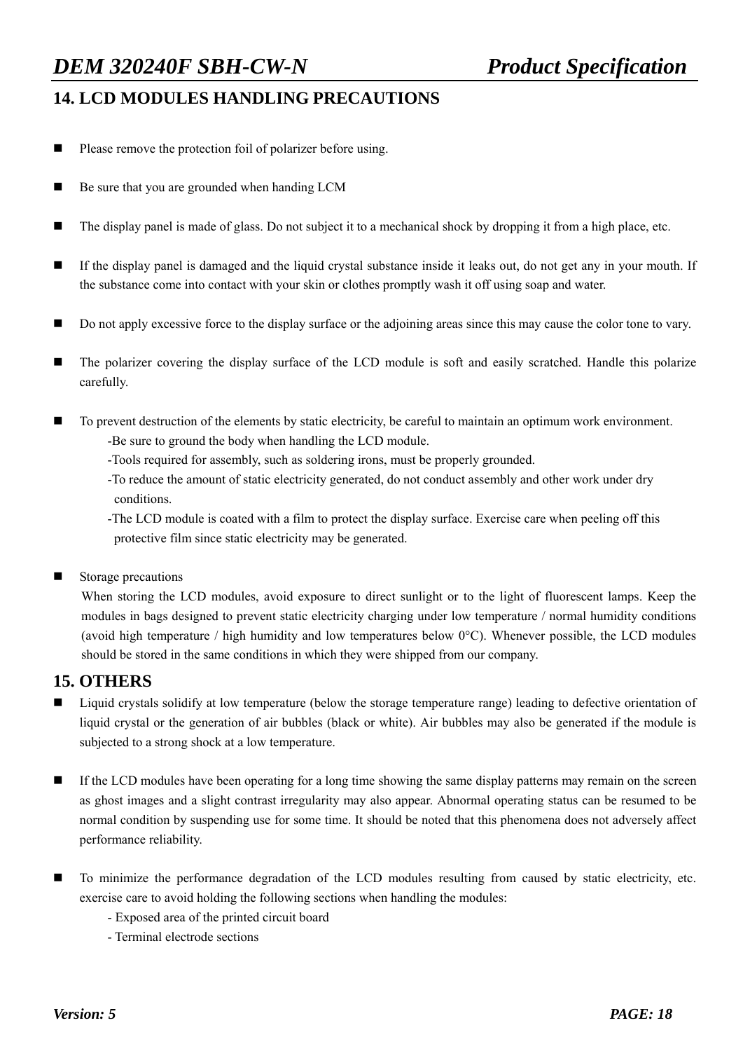## 14. LCD MODULES HANDLING PRECAUTIONS

- Please remove the protection foil of polarizer before using.
- Be sure that you are grounded when handing LCM
- The display panel is made of glass. Do not subject it to a mechanical shock by dropping it from a high place, etc.
- If the display panel is damaged and the liquid crystal substance inside it leaks out, do not get any in your mouth. If the substance come into contact with your skin or clothes promptly wash it off using soap and water.
- Do not apply excessive force to the display surface or the adjoining areas since this may cause the color tone to vary.
- The polarizer covering the display surface of the LCD module is soft and easily scratched. Handle this polarize carefully.
- To prevent destruction of the elements by static electricity, be careful to maintain an optimum work environment.
  - -Be sure to ground the body when handling the LCD module.
  - -Tools required for assembly, such as soldering irons, must be properly grounded.
  - -To reduce the amount of static electricity generated, do not conduct assembly and other work under dry conditions.
  - -The LCD module is coated with a film to protect the display surface. Exercise care when peeling off this protective film since static electricity may be generated.
- Storage precautions

  When storing the LCD modules, avoid exposure to direct sunlight or to the light of fluorescent lamps. Keep the modules in bags designed to prevent static electricity charging under low temperature / normal humidity conditions (avoid high temperature / high humidity and low temperatures below 0°C). Whenever possible, the LCD modules should be stored in the same conditions in which they were shipped from our company.

## 15. OTHERS

- Liquid crystals solidify at low temperature (below the storage temperature range) leading to defective orientation of liquid crystal or the generation of air bubbles (black or white). Air bubbles may also be generated if the module is subjected to a strong shock at a low temperature.
- If the LCD modules have been operating for a long time showing the same display patterns may remain on the screen as ghost images and a slight contrast irregularity may also appear. Abnormal operating status can be resumed to be normal condition by suspending use for some time. It should be noted that this phenomena does not adversely affect performance reliability.
- To minimize the performance degradation of the LCD modules resulting from caused by static electricity, etc. exercise care to avoid holding the following sections when handling the modules:
  - - Exposed area of the printed circuit board
  - - Terminal electrode sections